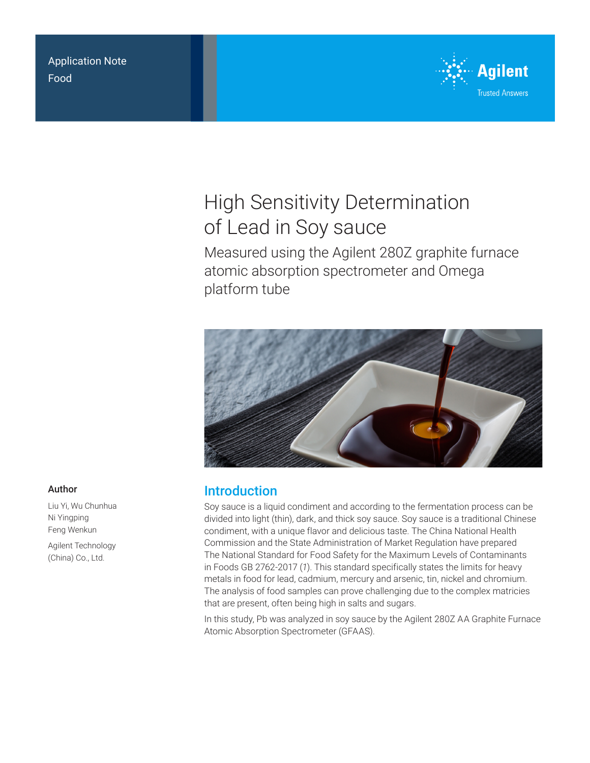Application Note

Food

# High Sensitivity Determination of Lead in Soy sauce

## Measured using the Agilent 280Z graphite furnace atomic absorption spectrometer and Omega platform tube

**Author**

Liu Yi, Wu Chunhua
Ni Yingping
Feng Wenkun

Agilent Technology (China) Co., Ltd.

## Introduction

Soy sauce is a liquid condiment and according to the fermentation process can be divided into light (thin), dark, and thick soy sauce. Soy sauce is a traditional Chinese condiment, with a unique flavor and delicious taste. The China National Health Commission and the State Administration of Market Regulation have prepared The National Standard for Food Safety for the Maximum Levels of Contaminants in Foods GB 2762-2017 (*1*). This standard specifically states the limits for heavy metals in food for lead, cadmium, mercury and arsenic, tin, nickel and chromium. The analysis of food samples can prove challenging due to the complex matricies that are present, often being high in salts and sugars.

In this study, Pb was analyzed in soy sauce by the Agilent 280Z AA Graphite Furnace Atomic Absorption Spectrometer (GFAAS).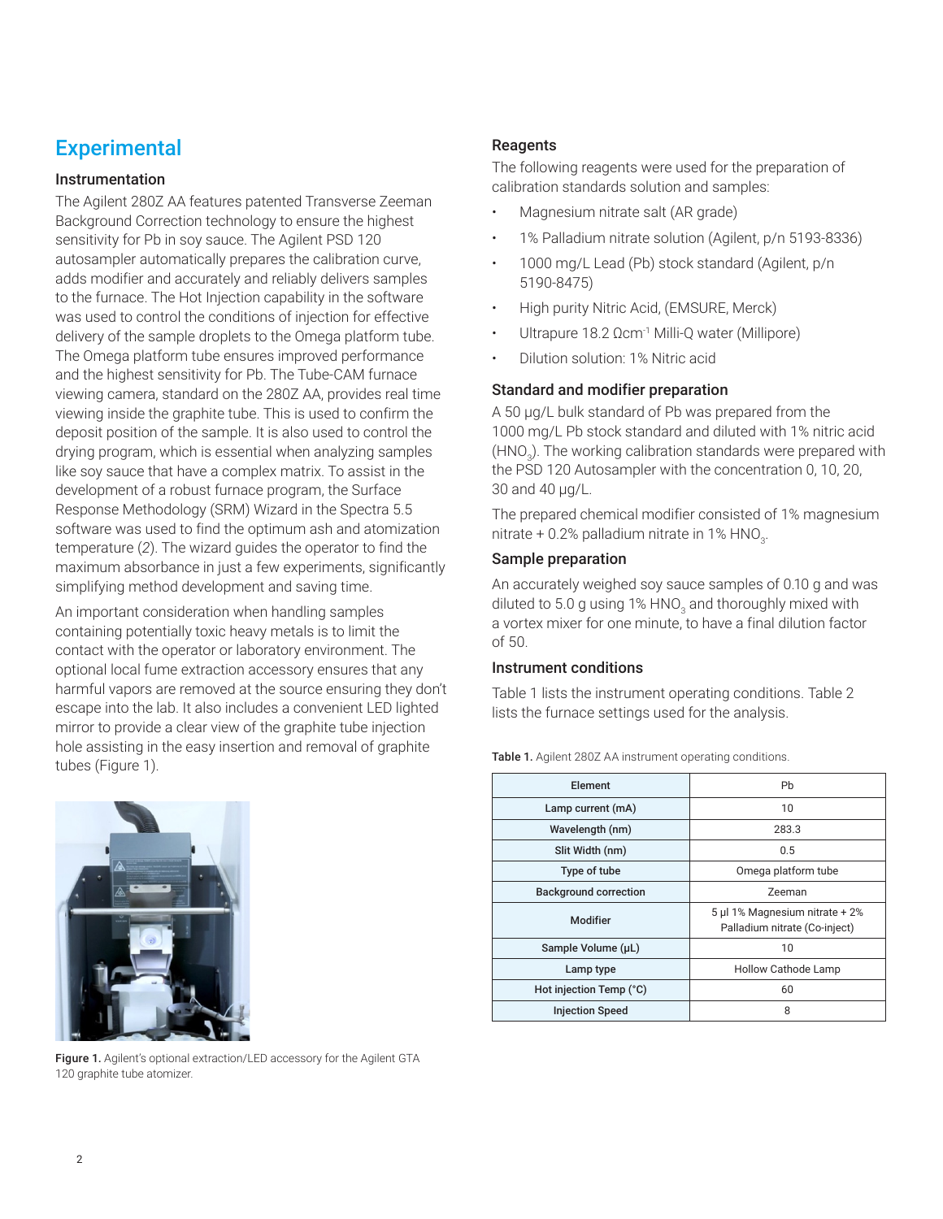## Experimental

### Instrumentation

The Agilent 280Z AA features patented Transverse Zeeman Background Correction technology to ensure the highest sensitivity for Pb in soy sauce. The Agilent PSD 120 autosampler automatically prepares the calibration curve, adds modifier and accurately and reliably delivers samples to the furnace. The Hot Injection capability in the software was used to control the conditions of injection for effective delivery of the sample droplets to the Omega platform tube. The Omega platform tube ensures improved performance and the highest sensitivity for Pb. The Tube-CAM furnace viewing camera, standard on the 280Z AA, provides real time viewing inside the graphite tube. This is used to confirm the deposit position of the sample. It is also used to control the drying program, which is essential when analyzing samples like soy sauce that have a complex matrix. To assist in the development of a robust furnace program, the Surface Response Methodology (SRM) Wizard in the Spectra 5.5 software was used to find the optimum ash and atomization temperature (*2*). The wizard guides the operator to find the maximum absorbance in just a few experiments, significantly simplifying method development and saving time.

An important consideration when handling samples containing potentially toxic heavy metals is to limit the contact with the operator or laboratory environment. The optional local fume extraction accessory ensures that any harmful vapors are removed at the source ensuring they don't escape into the lab. It also includes a convenient LED lighted mirror to provide a clear view of the graphite tube injection hole assisting in the easy insertion and removal of graphite tubes (Figure 1).

**Figure 1.** Agilent's optional extraction/LED accessory for the Agilent GTA 120 graphite tube atomizer.

### Reagents

The following reagents were used for the preparation of calibration standards solution and samples:

- Magnesium nitrate salt (AR grade)
- 1% Palladium nitrate solution (Agilent, p/n 5193-8336)
- 1000 mg/L Lead (Pb) stock standard (Agilent, p/n 5190-8475)
- High purity Nitric Acid, (EMSURE, Merck)
- Ultrapure 18.2 $\Omega cm^{-1}$ Milli-Q water (Millipore)
- Dilution solution: 1% Nitric acid

### Standard and modifier preparation

A 50 µg/L bulk standard of Pb was prepared from the 1000 mg/L Pb stock standard and diluted with 1% nitric acid ($HNO_3$). The working calibration standards were prepared with the PSD 120 Autosampler with the concentration 0, 10, 20, 30 and 40 µg/L.

The prepared chemical modifier consisted of 1% magnesium nitrate + 0.2% palladium nitrate in 1% $HNO_3$.

### Sample preparation

An accurately weighed soy sauce samples of 0.10 g and was diluted to 5.0 g using 1% $HNO_3$ and thoroughly mixed with a vortex mixer for one minute, to have a final dilution factor of 50.

### Instrument conditions

Table 1 lists the instrument operating conditions. Table 2 lists the furnace settings used for the analysis.

**Table 1.** Agilent 280Z AA instrument operating conditions.

| Element | Pb |
|---|---|
| Lamp current (mA) | 10 |
| Wavelength (nm) | 283.3 |
| Slit Width (nm) | 0.5 |
| Type of tube | Omega platform tube |
| Background correction | Zeeman |
| Modifier | 5 µl 1% Magnesium nitrate + 2% Palladium nitrate (Co-inject) |
| Sample Volume (µL) | 10 |
| Lamp type | Hollow Cathode Lamp |
| Hot injection Temp (°C) | 60 |
| Injection Speed | 8 |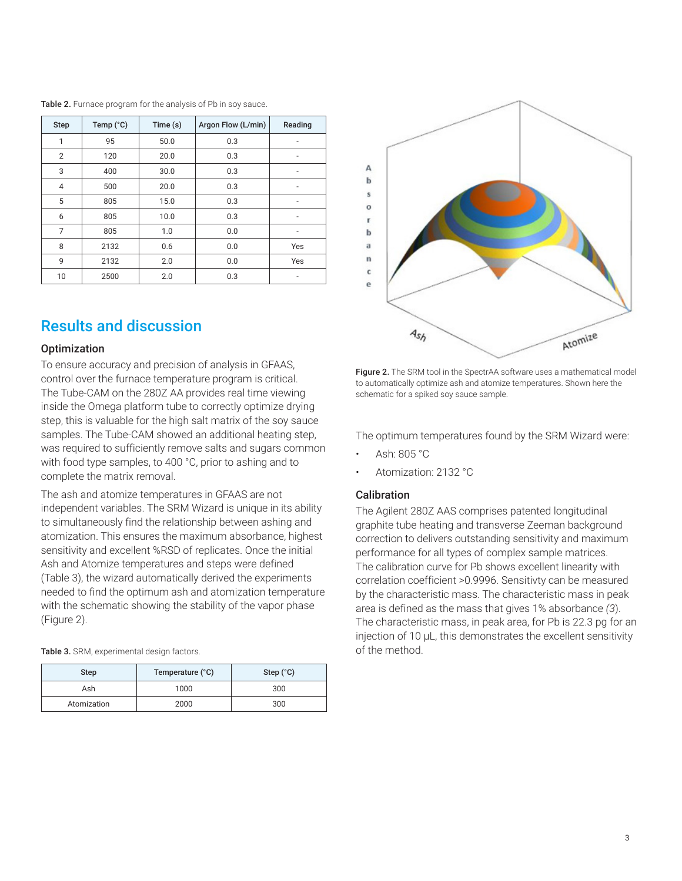**Table 2.** Furnace program for the analysis of Pb in soy sauce.

| Step | Temp (°C) | Time (s) | Argon Flow (L/min) | Reading |
|---|---|---|---|---|
| 1 | 95 | 50.0 | 0.3 | - |
| 2 | 120 | 20.0 | 0.3 | - |
| 3 | 400 | 30.0 | 0.3 | - |
| 4 | 500 | 20.0 | 0.3 | - |
| 5 | 805 | 15.0 | 0.3 | - |
| 6 | 805 | 10.0 | 0.3 | - |
| 7 | 805 | 1.0 | 0.0 | - |
| 8 | 2132 | 0.6 | 0.0 | Yes |
| 9 | 2132 | 2.0 | 0.0 | Yes |
| 10 | 2500 | 2.0 | 0.3 | - |

## Results and discussion

### Optimization

To ensure accuracy and precision of analysis in GFAAS, control over the furnace temperature program is critical. The Tube-CAM on the 280Z AA provides real time viewing inside the Omega platform tube to correctly optimize drying step, this is valuable for the high salt matrix of the soy sauce samples. The Tube-CAM showed an additional heating step, was required to sufficiently remove salts and sugars common with food type samples, to 400 °C, prior to ashing and to complete the matrix removal.

The ash and atomize temperatures in GFAAS are not independent variables. The SRM Wizard is unique in its ability to simultaneously find the relationship between ashing and atomization. This ensures the maximum absorbance, highest sensitivity and excellent %RSD of replicates. Once the initial Ash and Atomize temperatures and steps were defined (Table 3), the wizard automatically derived the experiments needed to find the optimum ash and atomization temperature with the schematic showing the stability of the vapor phase (Figure 2).

**Table 3.** SRM, experimental design factors.

| Step | Temperature (°C) | Step (°C) |
|---|---|---|
| Ash | 1000 | 300 |
| Atomization | 2000 | 300 |

**Figure 2.** The SRM tool in the SpectrAA software uses a mathematical model to automatically optimize ash and atomize temperatures. Shown here the schematic for a spiked soy sauce sample.

The optimum temperatures found by the SRM Wizard were:

- Ash: 805 °C
- Atomization: 2132 °C

### Calibration

The Agilent 280Z AAS comprises patented longitudinal graphite tube heating and transverse Zeeman background correction to delivers outstanding sensitivity and maximum performance for all types of complex sample matrices. The calibration curve for Pb shows excellent linearity with correlation coefficient >0.9996. Sensitivty can be measured by the characteristic mass. The characteristic mass in peak area is defined as the mass that gives 1% absorbance *(3)*. The characteristic mass, in peak area, for Pb is 22.3 pg for an injection of 10 µL, this demonstrates the excellent sensitivity of the method.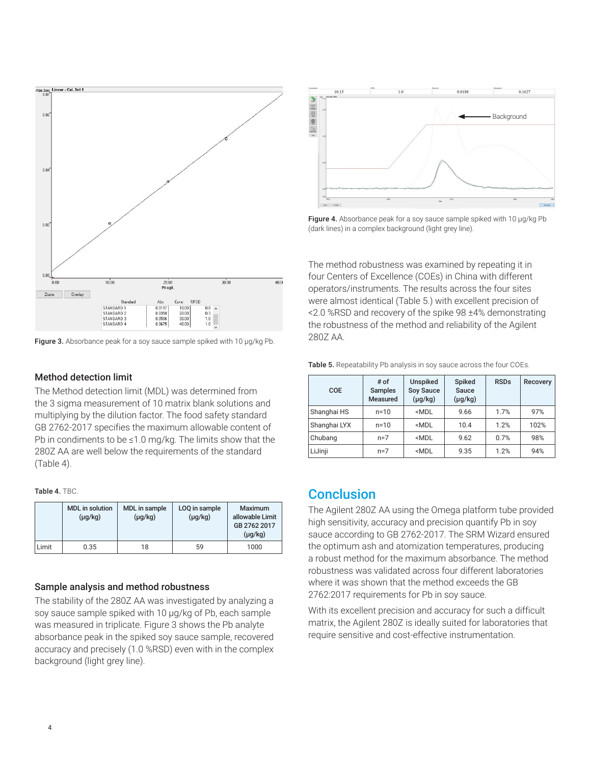Figure 3. Absorbance peak for a soy sauce sample spiked with 10 µg/kg Pb.

### Method detection limit

The Method detection limit (MDL) was determined from the 3 sigma measurement of 10 matrix blank solutions and multiplying by the dilution factor. The food safety standard GB 2762-2017 specifies the maximum allowable content of Pb in condiments to be ≤1.0 mg/kg. The limits show that the 280Z AA are well below the requirements of the standard (Table 4).

**Table 4.** TBC.

| | MDL in solution (µg/kg) | MDL in sample (µg/kg) | LOQ in sample (µg/kg) | Maximum allowable Limit GB 2762 2017 (µg/kg) |
|---|---|---|---|---|
| Limit | 0.35 | 18 | 59 | 1000 |

### Sample analysis and method robustness

The stability of the 280Z AA was investigated by analyzing a soy sauce sample spiked with 10 µg/kg of Pb, each sample was measured in triplicate. Figure 3 shows the Pb analyte absorbance peak in the spiked soy sauce sample, recovered accuracy and precisely (1.0 %RSD) even with in the complex background (light grey line).

**Figure 4.** Absorbance peak for a soy sauce sample spiked with 10 µg/kg Pb (dark lines) in a complex background (light grey line).

The method robustness was examined by repeating it in four Centers of Excellence (COEs) in China with different operators/instruments. The results across the four sites were almost identical (Table 5.) with excellent precision of <2.0 %RSD and recovery of the spike 98 ±4% demonstrating the robustness of the method and reliability of the Agilent 280Z AA.

**Table 5.** Repeatability Pb analysis in soy sauce across the four COEs.

| COE | # of Samples Measured | Unspiked Soy Sauce (µg/kg) | Spiked Sauce (µg/kg) | RSDs | Recovery |
|---|---|---|---|---|---|
| Shanghai HS | n=10 | <MDL | 9.66 | 1.7% | 97% |
| Shanghai LYX | n=10 | <MDL | 10.4 | 1.2% | 102% |
| Chubang | n=7 | <MDL | 9.62 | 0.7% | 98% |
| LiJinji | n=7 | <MDL | 9.35 | 1.2% | 94% |

## Conclusion

The Agilent 280Z AA using the Omega platform tube provided high sensitivity, accuracy and precision quantify Pb in soy sauce according to GB 2762-2017. The SRM Wizard ensured the optimum ash and atomization temperatures, producing a robust method for the maximum absorbance. The method robustness was validated across four different laboratories where it was shown that the method exceeds the GB 2762:2017 requirements for Pb in soy sauce.

With its excellent precision and accuracy for such a difficult matrix, the Agilent 280Z is ideally suited for laboratories that require sensitive and cost-effective instrumentation.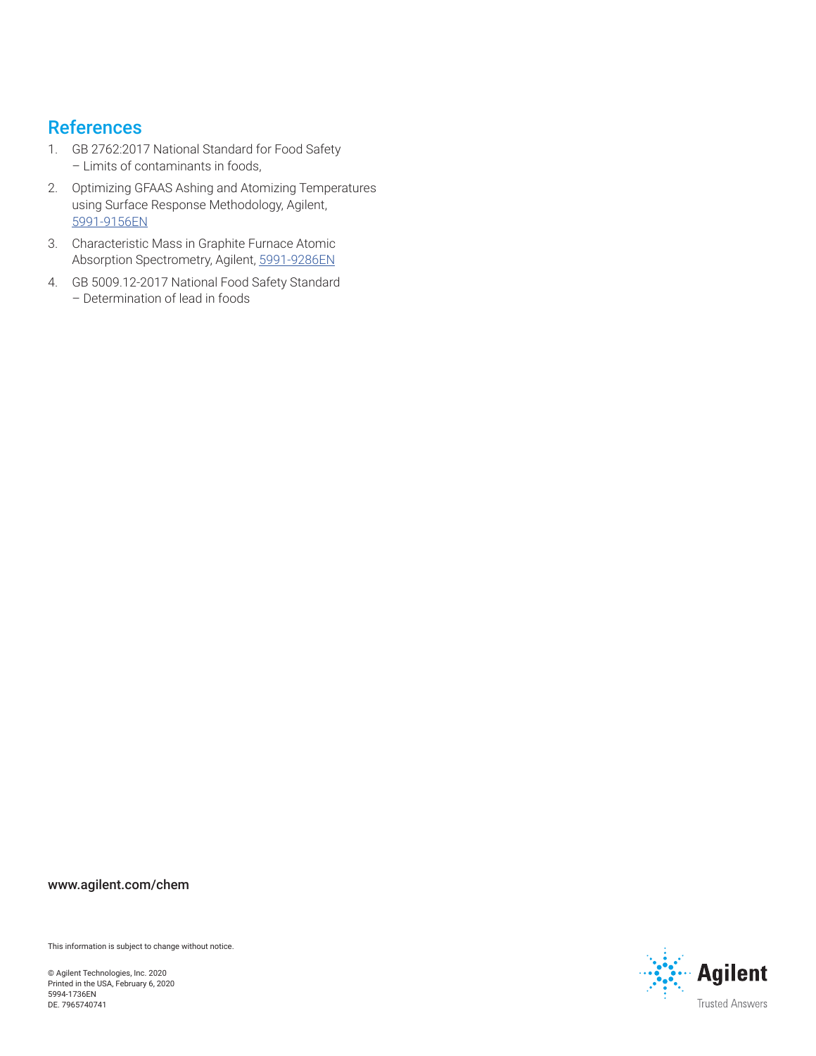## References

1. GB 2762:2017 National Standard for Food Safety – Limits of contaminants in foods,
2. Optimizing GFAAS Ashing and Atomizing Temperatures using Surface Response Methodology, Agilent, 5991-9156EN
3. Characteristic Mass in Graphite Furnace Atomic Absorption Spectrometry, Agilent, 5991-9286EN
4. GB 5009.12-2017 National Food Safety Standard – Determination of lead in foods

www.agilent.com/chem

This information is subject to change without notice.

© Agilent Technologies, Inc. 2020
Printed in the USA, February 6, 2020
5994-1736EN
DE. 7965740741

Agilent
Trusted Answers